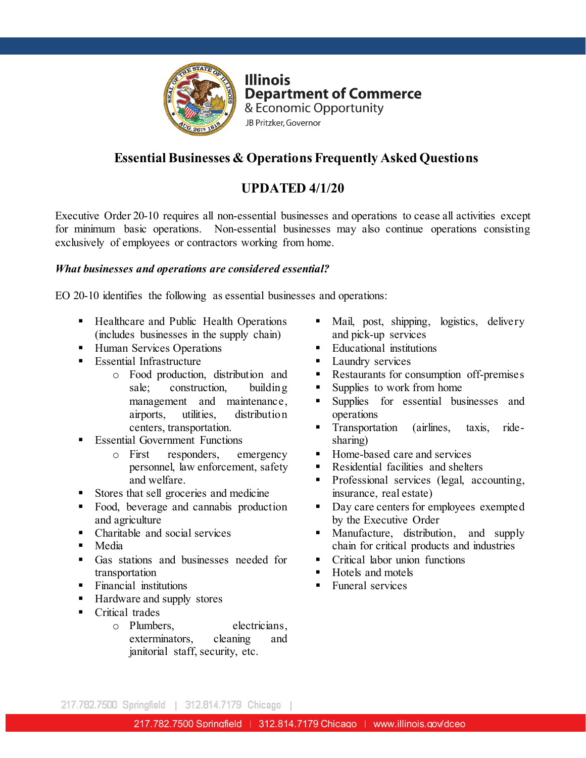Illinois
Department of Commerce
& Economic Opportunity
JB Pritzker, Governor

# Essential Businesses & Operations Frequently Asked Questions

## UPDATED 4/1/20

Executive Order 20-10 requires all non-essential businesses and operations to cease all activities except for minimum basic operations. Non-essential businesses may also continue operations consisting exclusively of employees or contractors working from home.

***What businesses and operations are considered essential?***

EO 20-10 identifies the following as essential businesses and operations:

- Healthcare and Public Health Operations (includes businesses in the supply chain)
- Human Services Operations
- Essential Infrastructure
  - Food production, distribution and sale; construction, building management and maintenance, airports, utilities, distribution centers, transportation.
- Essential Government Functions
  - First responders, emergency personnel, law enforcement, safety and welfare.
- Stores that sell groceries and medicine
- Food, beverage and cannabis production and agriculture
- Charitable and social services
- Media
- Gas stations and businesses needed for transportation
- Financial institutions
- Hardware and supply stores
- Critical trades
  - Plumbers, electricians, exterminators, cleaning and janitorial staff, security, etc.
- Mail, post, shipping, logistics, delivery and pick-up services
- Educational institutions
- Laundry services
- Restaurants for consumption off-premises
- Supplies to work from home
- Supplies for essential businesses and operations
- Transportation (airlines, taxis, ride-sharing)
- Home-based care and services
- Residential facilities and shelters
- Professional services (legal, accounting, insurance, real estate)
- Day care centers for employees exempted by the Executive Order
- Manufacture, distribution, and supply chain for critical products and industries
- Critical labor union functions
- Hotels and motels
- Funeral services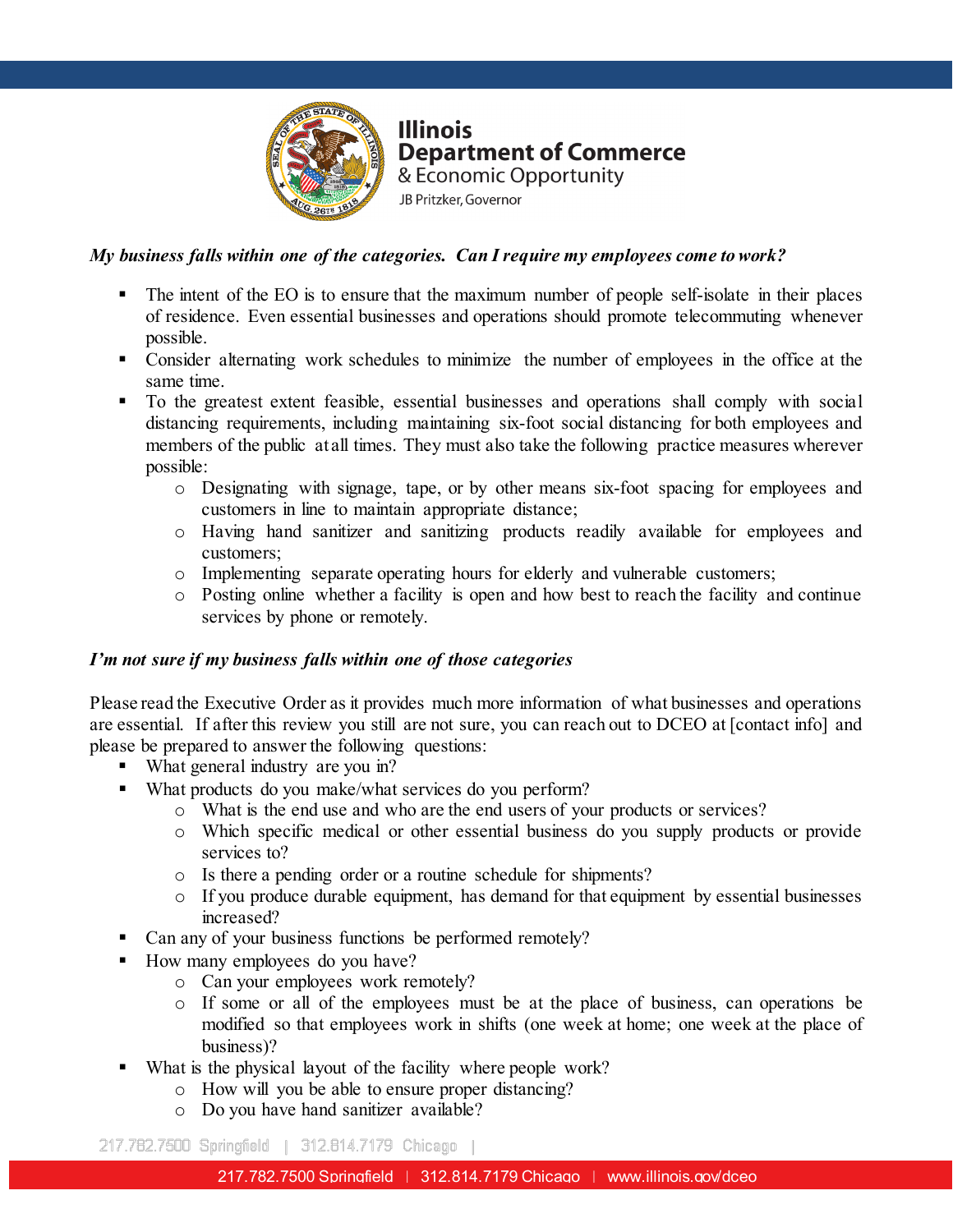*My business falls within one of the categories. Can I require my employees come to work?*

- The intent of the EO is to ensure that the maximum number of people self-isolate in their places of residence. Even essential businesses and operations should promote telecommuting whenever possible.
- Consider alternating work schedules to minimize the number of employees in the office at the same time.
- To the greatest extent feasible, essential businesses and operations shall comply with social distancing requirements, including maintaining six-foot social distancing for both employees and members of the public at all times. They must also take the following practice measures wherever possible:
  - Designating with signage, tape, or by other means six-foot spacing for employees and customers in line to maintain appropriate distance;
  - Having hand sanitizer and sanitizing products readily available for employees and customers;
  - Implementing separate operating hours for elderly and vulnerable customers;
  - Posting online whether a facility is open and how best to reach the facility and continue services by phone or remotely.

*I'm not sure if my business falls within one of those categories*

Please read the Executive Order as it provides much more information of what businesses and operations are essential. If after this review you still are not sure, you can reach out to DCEO at [contact info] and please be prepared to answer the following questions:

- What general industry are you in?
- What products do you make/what services do you perform?
  - What is the end use and who are the end users of your products or services?
  - Which specific medical or other essential business do you supply products or provide services to?
  - Is there a pending order or a routine schedule for shipments?
  - If you produce durable equipment, has demand for that equipment by essential businesses increased?
- Can any of your business functions be performed remotely?
- How many employees do you have?
  - Can your employees work remotely?
  - If some or all of the employees must be at the place of business, can operations be modified so that employees work in shifts (one week at home; one week at the place of business)?
- What is the physical layout of the facility where people work?
  - How will you be able to ensure proper distancing?
  - Do you have hand sanitizer available?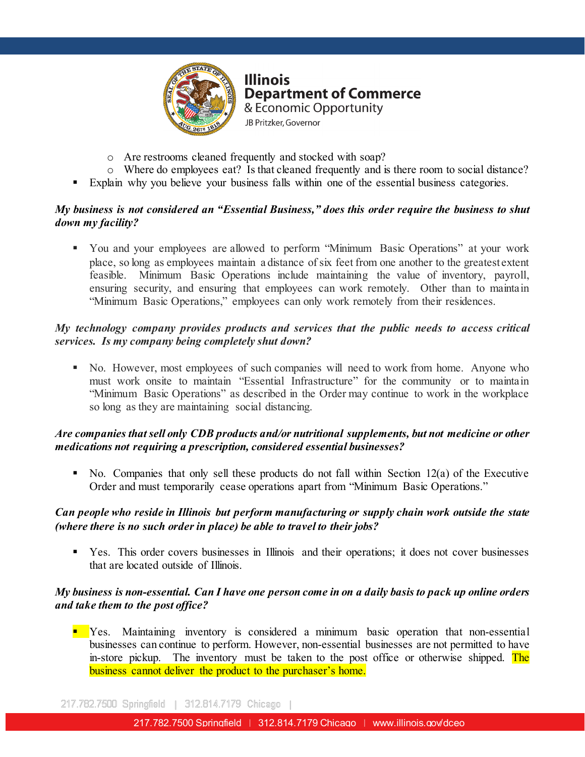- Are restrooms cleaned frequently and stocked with soap?
- Where do employees eat? Is that cleaned frequently and is there room to social distance?

- Explain why you believe your business falls within one of the essential business categories.

***My business is not considered an "Essential Business," does this order require the business to shut down my facility?***

- You and your employees are allowed to perform "Minimum Basic Operations" at your work place, so long as employees maintain a distance of six feet from one another to the greatest extent feasible. Minimum Basic Operations include maintaining the value of inventory, payroll, ensuring security, and ensuring that employees can work remotely. Other than to maintain "Minimum Basic Operations," employees can only work remotely from their residences.

***My technology company provides products and services that the public needs to access critical services. Is my company being completely shut down?***

- No. However, most employees of such companies will need to work from home. Anyone who must work onsite to maintain "Essential Infrastructure" for the community or to maintain "Minimum Basic Operations" as described in the Order may continue to work in the workplace so long as they are maintaining social distancing.

***Are companies that sell only CDB products and/or nutritional supplements, but not medicine or other medications not requiring a prescription, considered essential businesses?***

- No. Companies that only sell these products do not fall within Section 12(a) of the Executive Order and must temporarily cease operations apart from "Minimum Basic Operations."

***Can people who reside in Illinois but perform manufacturing or supply chain work outside the state (where there is no such order in place) be able to travel to their jobs?***

- Yes. This order covers businesses in Illinois and their operations; it does not cover businesses that are located outside of Illinois.

***My business is non-essential. Can I have one person come in on a daily basis to pack up online orders and take them to the post office?***

- Yes. Maintaining inventory is considered a minimum basic operation that non-essential businesses can continue to perform. However, non-essential businesses are not permitted to have in-store pickup. The inventory must be taken to the post office or otherwise shipped. The business cannot deliver the product to the purchaser's home.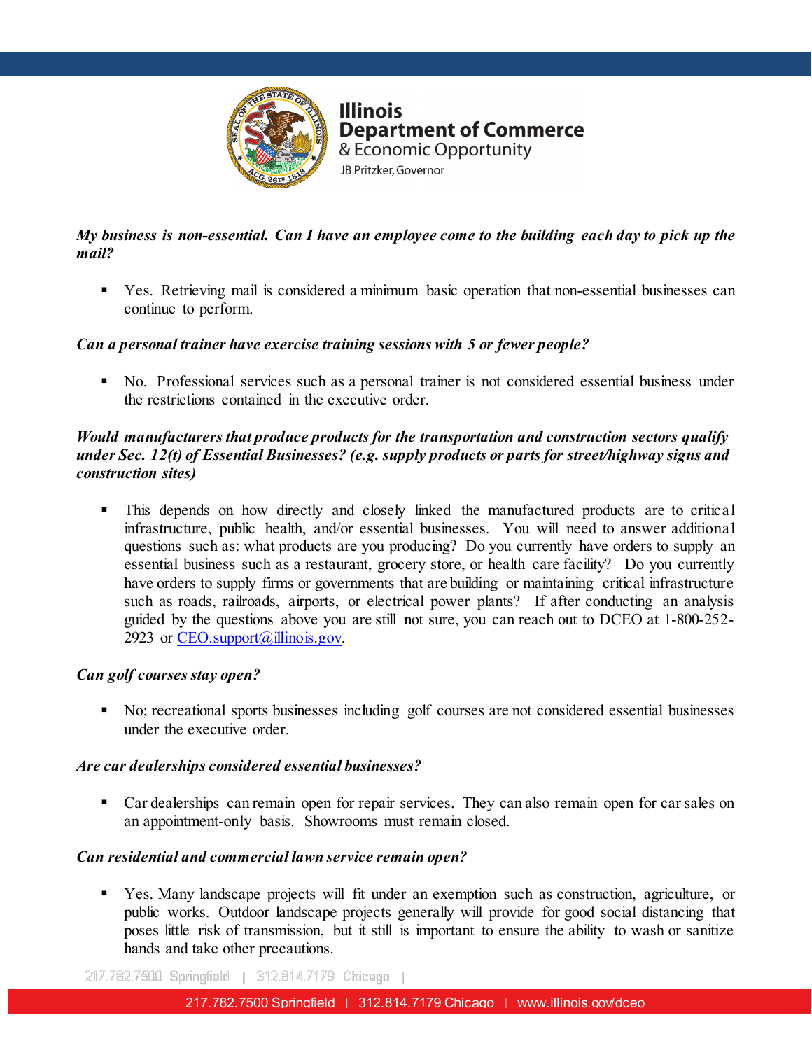*My business is non-essential. Can I have an employee come to the building each day to pick up the mail?*

- Yes. Retrieving mail is considered a minimum basic operation that non-essential businesses can continue to perform.

*Can a personal trainer have exercise training sessions with 5 or fewer people?*

- No. Professional services such as a personal trainer is not considered essential business under the restrictions contained in the executive order.

*Would manufacturers that produce products for the transportation and construction sectors qualify under Sec. 12(t) of Essential Businesses? (e.g. supply products or parts for street/highway signs and construction sites)*

- This depends on how directly and closely linked the manufactured products are to critical infrastructure, public health, and/or essential businesses. You will need to answer additional questions such as: what products are you producing? Do you currently have orders to supply an essential business such as a restaurant, grocery store, or health care facility? Do you currently have orders to supply firms or governments that are building or maintaining critical infrastructure such as roads, railroads, airports, or electrical power plants? If after conducting an analysis guided by the questions above you are still not sure, you can reach out to DCEO at 1-800-252-2923 or CEO.support@illinois.gov.

*Can golf courses stay open?*

- No; recreational sports businesses including golf courses are not considered essential businesses under the executive order.

*Are car dealerships considered essential businesses?*

- Car dealerships can remain open for repair services. They can also remain open for car sales on an appointment-only basis. Showrooms must remain closed.

*Can residential and commercial lawn service remain open?*

- Yes. Many landscape projects will fit under an exemption such as construction, agriculture, or public works. Outdoor landscape projects generally will provide for good social distancing that poses little risk of transmission, but it still is important to ensure the ability to wash or sanitize hands and take other precautions.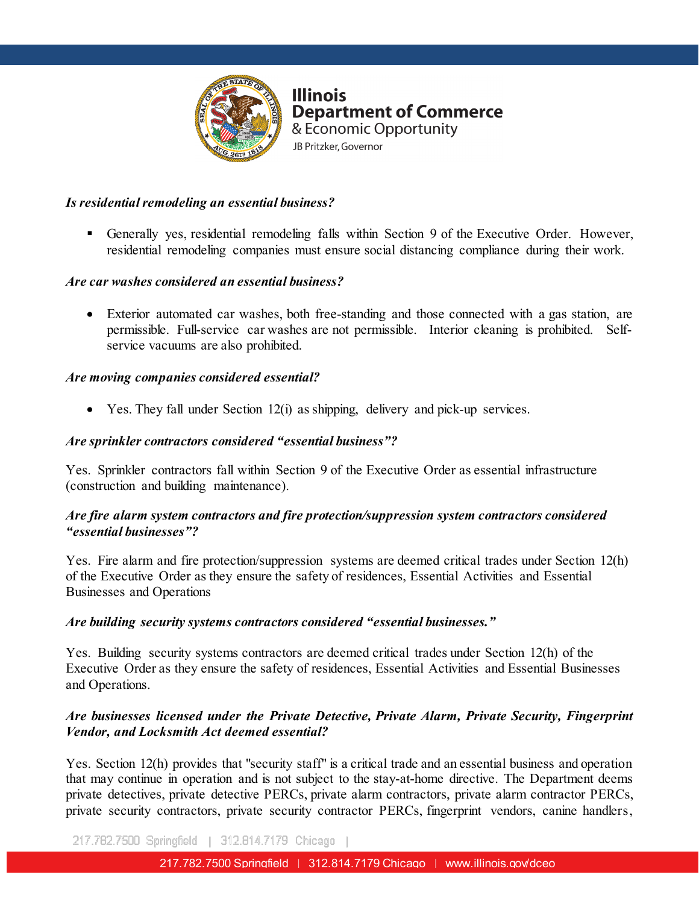*Is residential remodeling an essential business?*

- Generally yes, residential remodeling falls within Section 9 of the Executive Order. However, residential remodeling companies must ensure social distancing compliance during their work.

*Are car washes considered an essential business?*

- Exterior automated car washes, both free-standing and those connected with a gas station, are permissible. Full-service car washes are not permissible. Interior cleaning is prohibited. Self-service vacuums are also prohibited.

*Are moving companies considered essential?*

- Yes. They fall under Section 12(i) as shipping, delivery and pick-up services.

*Are sprinkler contractors considered "essential business"?*

Yes. Sprinkler contractors fall within Section 9 of the Executive Order as essential infrastructure (construction and building maintenance).

*Are fire alarm system contractors and fire protection/suppression system contractors considered "essential businesses"?*

Yes. Fire alarm and fire protection/suppression systems are deemed critical trades under Section 12(h) of the Executive Order as they ensure the safety of residences, Essential Activities and Essential Businesses and Operations

*Are building security systems contractors considered "essential businesses."*

Yes. Building security systems contractors are deemed critical trades under Section 12(h) of the Executive Order as they ensure the safety of residences, Essential Activities and Essential Businesses and Operations.

*Are businesses licensed under the Private Detective, Private Alarm, Private Security, Fingerprint Vendor, and Locksmith Act deemed essential?*

Yes. Section 12(h) provides that "security staff" is a critical trade and an essential business and operation that may continue in operation and is not subject to the stay-at-home directive. The Department deems private detectives, private detective PERCs, private alarm contractors, private alarm contractor PERCs, private security contractors, private security contractor PERCs, fingerprint vendors, canine handlers,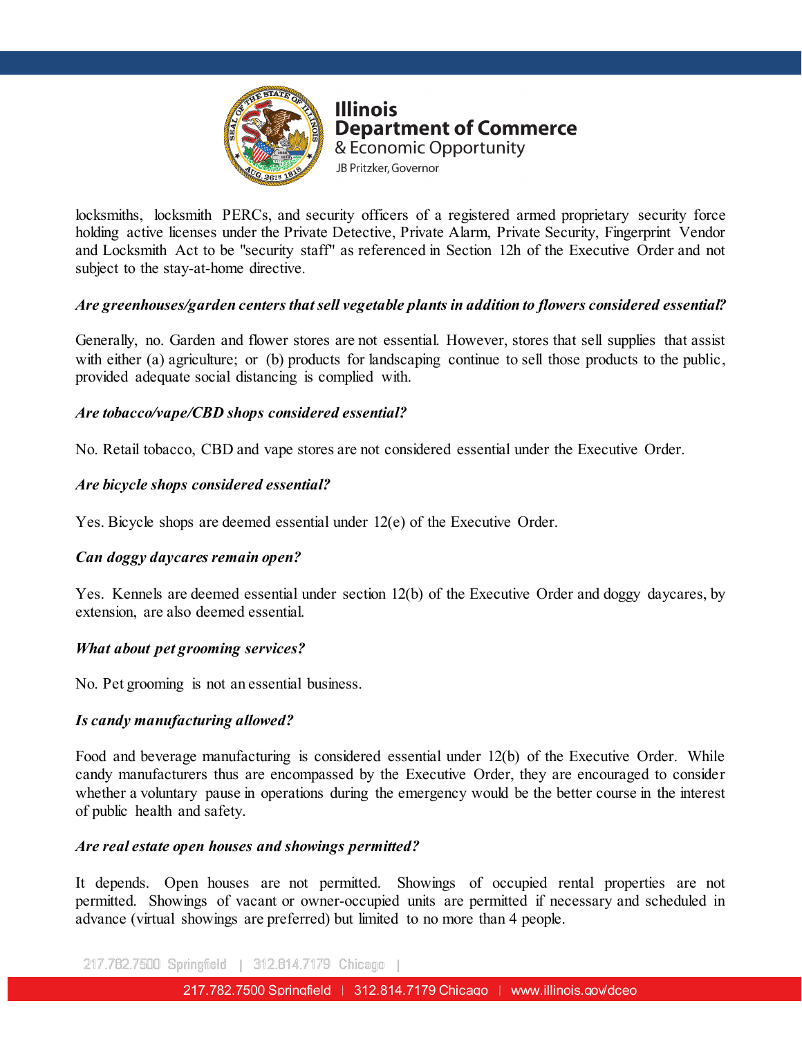locksmiths, locksmith PERCs, and security officers of a registered armed proprietary security force holding active licenses under the Private Detective, Private Alarm, Private Security, Fingerprint Vendor and Locksmith Act to be "security staff" as referenced in Section 12h of the Executive Order and not subject to the stay-at-home directive.

***Are greenhouses/garden centers that sell vegetable plants in addition to flowers considered essential?***

Generally, no. Garden and flower stores are not essential. However, stores that sell supplies that assist with either (a) agriculture; or (b) products for landscaping continue to sell those products to the public, provided adequate social distancing is complied with.

***Are tobacco/vape/CBD shops considered essential?***

No. Retail tobacco, CBD and vape stores are not considered essential under the Executive Order.

***Are bicycle shops considered essential?***

Yes. Bicycle shops are deemed essential under 12(e) of the Executive Order.

***Can doggy daycares remain open?***

Yes. Kennels are deemed essential under section 12(b) of the Executive Order and doggy daycares, by extension, are also deemed essential.

***What about pet grooming services?***

No. Pet grooming is not an essential business.

***Is candy manufacturing allowed?***

Food and beverage manufacturing is considered essential under 12(b) of the Executive Order. While candy manufacturers thus are encompassed by the Executive Order, they are encouraged to consider whether a voluntary pause in operations during the emergency would be the better course in the interest of public health and safety.

***Are real estate open houses and showings permitted?***

It depends. Open houses are not permitted. Showings of occupied rental properties are not permitted. Showings of vacant or owner-occupied units are permitted if necessary and scheduled in advance (virtual showings are preferred) but limited to no more than 4 people.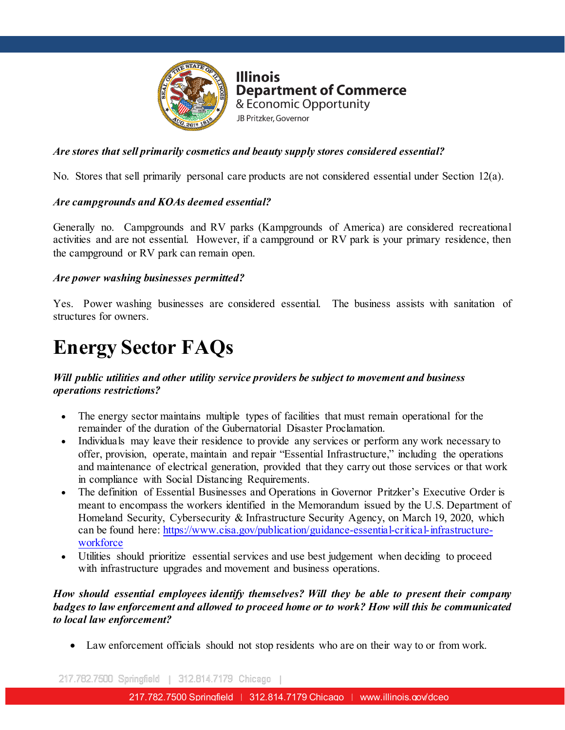***Are stores that sell primarily cosmetics and beauty supply stores considered essential?***

No. Stores that sell primarily personal care products are not considered essential under Section 12(a).

***Are campgrounds and KOAs deemed essential?***

Generally no. Campgrounds and RV parks (Kampgrounds of America) are considered recreational activities and are not essential. However, if a campground or RV park is your primary residence, then the campground or RV park can remain open.

***Are power washing businesses permitted?***

Yes. Power washing businesses are considered essential. The business assists with sanitation of structures for owners.

# Energy Sector FAQs

***Will public utilities and other utility service providers be subject to movement and business operations restrictions?***

- The energy sector maintains multiple types of facilities that must remain operational for the remainder of the duration of the Gubernatorial Disaster Proclamation.
- Individuals may leave their residence to provide any services or perform any work necessary to offer, provision, operate, maintain and repair "Essential Infrastructure," including the operations and maintenance of electrical generation, provided that they carry out those services or that work in compliance with Social Distancing Requirements.
- The definition of Essential Businesses and Operations in Governor Pritzker's Executive Order is meant to encompass the workers identified in the Memorandum issued by the U.S. Department of Homeland Security, Cybersecurity & Infrastructure Security Agency, on March 19, 2020, which can be found here: https://www.cisa.gov/publication/guidance-essential-critical-infrastructure-workforce
- Utilities should prioritize essential services and use best judgement when deciding to proceed with infrastructure upgrades and movement and business operations.

***How should essential employees identify themselves? Will they be able to present their company badges to law enforcement and allowed to proceed home or to work? How will this be communicated to local law enforcement?***

- Law enforcement officials should not stop residents who are on their way to or from work.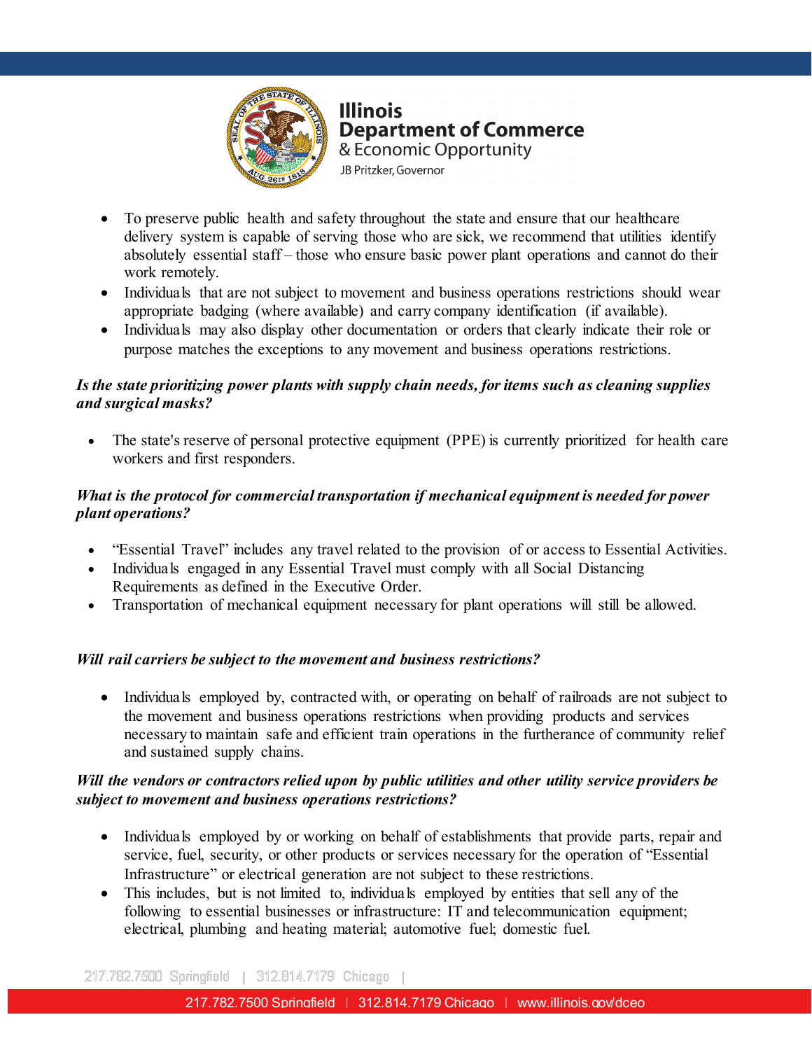- To preserve public health and safety throughout the state and ensure that our healthcare delivery system is capable of serving those who are sick, we recommend that utilities identify absolutely essential staff – those who ensure basic power plant operations and cannot do their work remotely.
- Individuals that are not subject to movement and business operations restrictions should wear appropriate badging (where available) and carry company identification (if available).
- Individuals may also display other documentation or orders that clearly indicate their role or purpose matches the exceptions to any movement and business operations restrictions.

***Is the state prioritizing power plants with supply chain needs, for items such as cleaning supplies and surgical masks?***

- The state's reserve of personal protective equipment (PPE) is currently prioritized for health care workers and first responders.

***What is the protocol for commercial transportation if mechanical equipment is needed for power plant operations?***

- "Essential Travel" includes any travel related to the provision of or access to Essential Activities.
- Individuals engaged in any Essential Travel must comply with all Social Distancing Requirements as defined in the Executive Order.
- Transportation of mechanical equipment necessary for plant operations will still be allowed.

***Will rail carriers be subject to the movement and business restrictions?***

- Individuals employed by, contracted with, or operating on behalf of railroads are not subject to the movement and business operations restrictions when providing products and services necessary to maintain safe and efficient train operations in the furtherance of community relief and sustained supply chains.

***Will the vendors or contractors relied upon by public utilities and other utility service providers be subject to movement and business operations restrictions?***

- Individuals employed by or working on behalf of establishments that provide parts, repair and service, fuel, security, or other products or services necessary for the operation of "Essential Infrastructure" or electrical generation are not subject to these restrictions.
- This includes, but is not limited to, individuals employed by entities that sell any of the following to essential businesses or infrastructure: IT and telecommunication equipment; electrical, plumbing and heating material; automotive fuel; domestic fuel.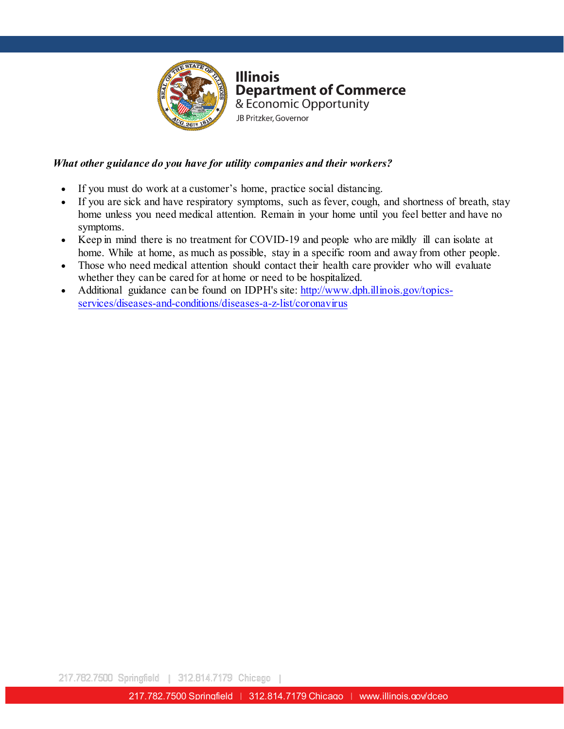***What other guidance do you have for utility companies and their workers?***

- If you must do work at a customer's home, practice social distancing.
- If you are sick and have respiratory symptoms, such as fever, cough, and shortness of breath, stay home unless you need medical attention. Remain in your home until you feel better and have no symptoms.
- Keep in mind there is no treatment for COVID-19 and people who are mildly ill can isolate at home. While at home, as much as possible, stay in a specific room and away from other people.
- Those who need medical attention should contact their health care provider who will evaluate whether they can be cared for at home or need to be hospitalized.
- Additional guidance can be found on IDPH's site: [http://www.dph.illinois.gov/topics-services/diseases-and-conditions/diseases-a-z-list/coronavirus](http://www.dph.illinois.gov/topics-services/diseases-and-conditions/diseases-a-z-list/coronavirus)